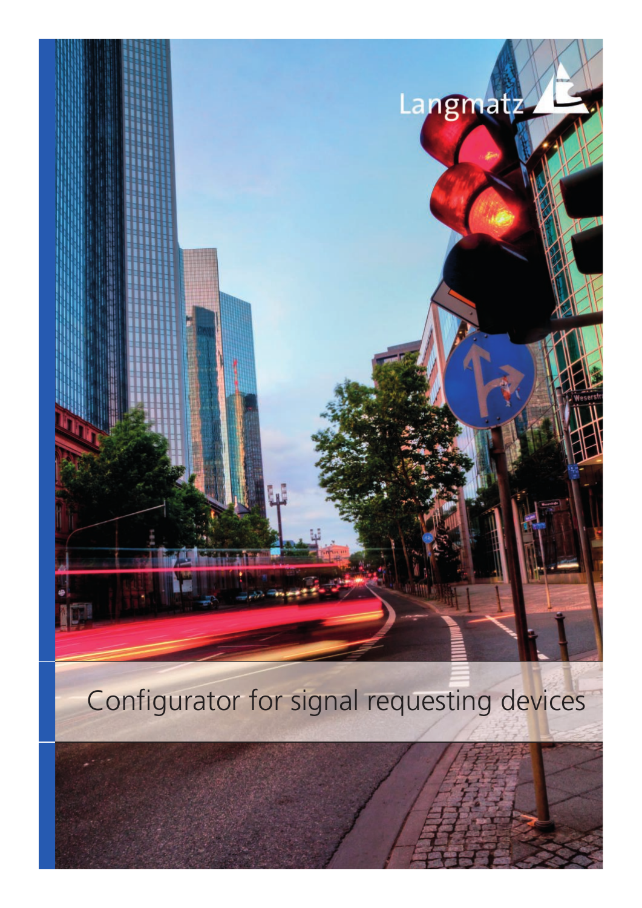Langmatz

# Configurator for signal requesting devices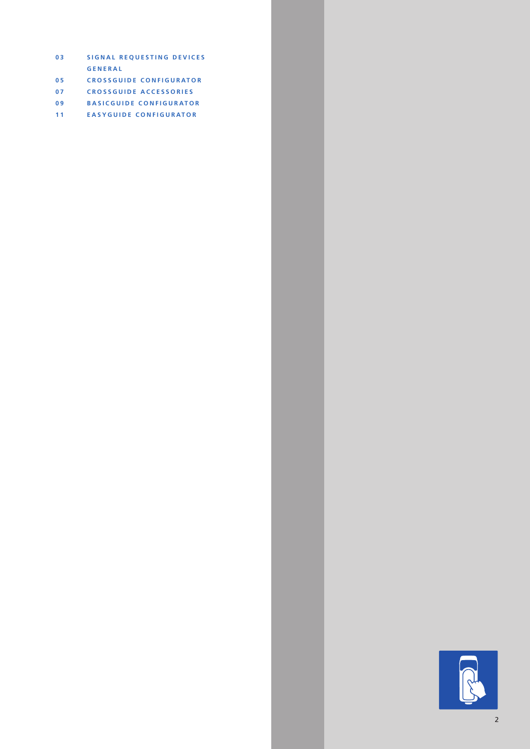| | |
|---|---|
| 03 | SIGNAL REQUESTING DEVICES GENERAL |
| 05 | CROSSGUIDE CONFIGURATOR |
| 07 | CROSSGUIDE ACCESSORIES |
| 09 | BASICGUIDE CONFIGURATOR |
| 11 | EASYGUIDE CONFIGURATOR |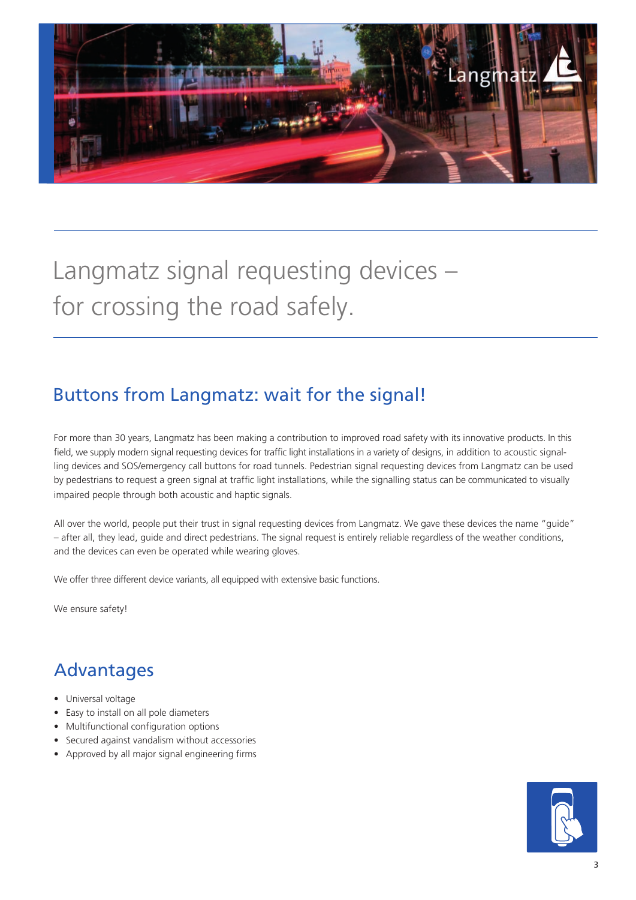# Langmatz signal requesting devices – for crossing the road safely.

## Buttons from Langmatz: wait for the signal!

For more than 30 years, Langmatz has been making a contribution to improved road safety with its innovative products. In this field, we supply modern signal requesting devices for traffic light installations in a variety of designs, in addition to acoustic signalling devices and SOS/emergency call buttons for road tunnels. Pedestrian signal requesting devices from Langmatz can be used by pedestrians to request a green signal at traffic light installations, while the signalling status can be communicated to visually impaired people through both acoustic and haptic signals.

All over the world, people put their trust in signal requesting devices from Langmatz. We gave these devices the name "guide" – after all, they lead, guide and direct pedestrians. The signal request is entirely reliable regardless of the weather conditions, and the devices can even be operated while wearing gloves.

We offer three different device variants, all equipped with extensive basic functions.

We ensure safety!

## Advantages

- Universal voltage
- Easy to install on all pole diameters
- Multifunctional configuration options
- Secured against vandalism without accessories
- Approved by all major signal engineering firms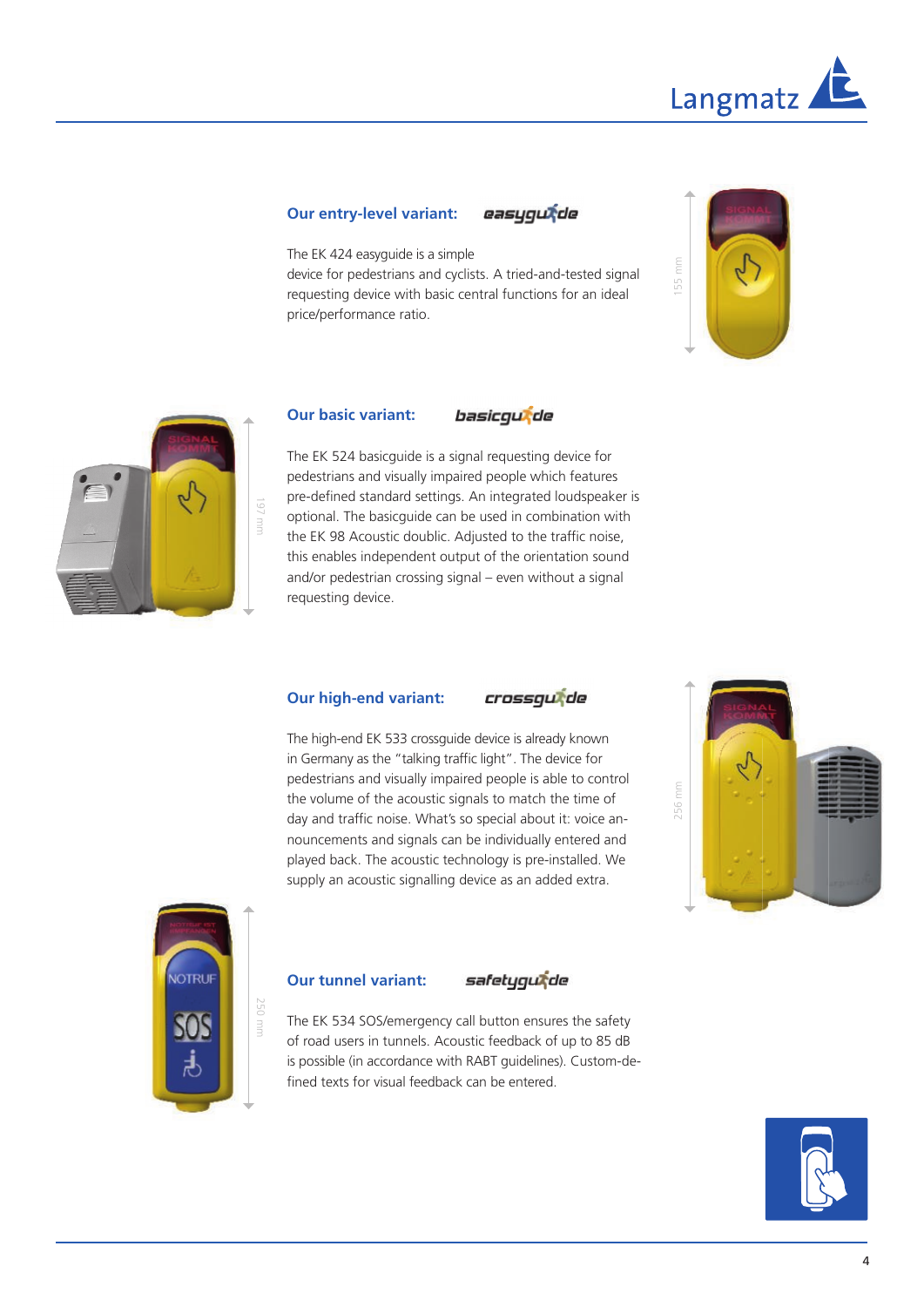## Our entry-level variant: easyguide

The EK 424 easyguide is a simple device for pedestrians and cyclists. A tried-and-tested signal requesting device with basic central functions for an ideal price/performance ratio.

## Our basic variant: basicguide

The EK 524 basicguide is a signal requesting device for pedestrians and visually impaired people which features pre-defined standard settings. An integrated loudspeaker is optional. The basicguide can be used in combination with the EK 98 Acoustic doublic. Adjusted to the traffic noise, this enables independent output of the orientation sound and/or pedestrian crossing signal – even without a signal requesting device.

## Our high-end variant: crossguide

The high-end EK 533 crossguide device is already known in Germany as the "talking traffic light". The device for pedestrians and visually impaired people is able to control the volume of the acoustic signals to match the time of day and traffic noise. What's so special about it: voice announcements and signals can be individually entered and played back. The acoustic technology is pre-installed. We supply an acoustic signalling device as an added extra.

## Our tunnel variant: safetyguide

The EK 534 SOS/emergency call button ensures the safety of road users in tunnels. Acoustic feedback of up to 85 dB is possible (in accordance with RABT guidelines). Custom-defined texts for visual feedback can be entered.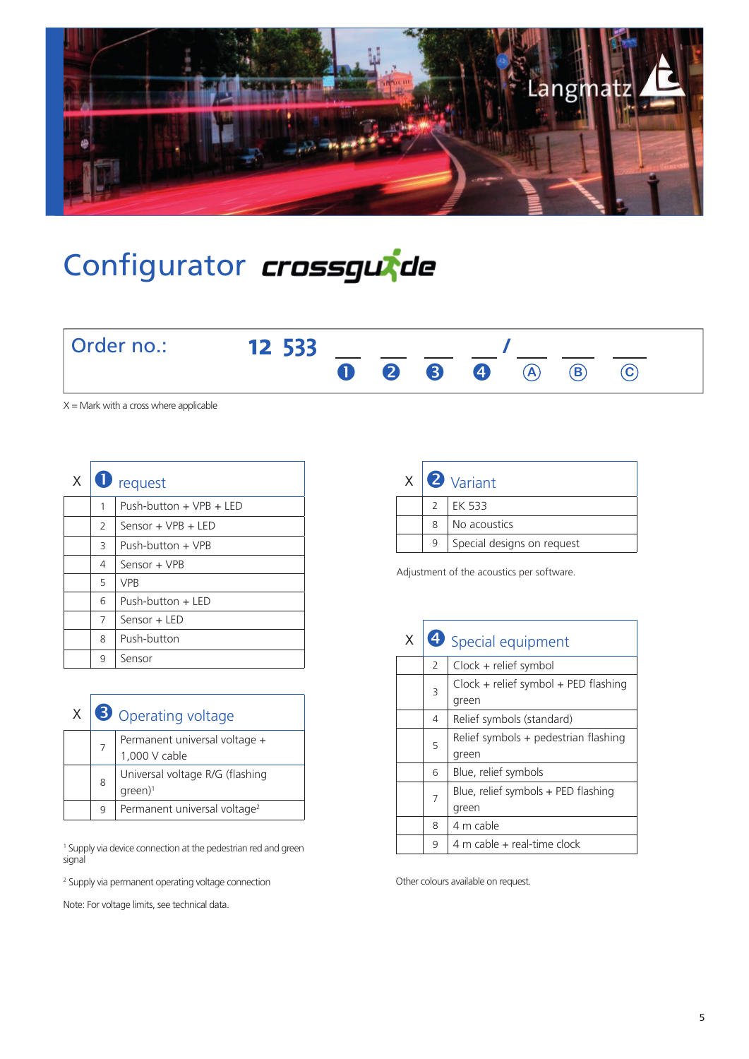Langmatz

# Configurator crossguide

**Order no.:** **12 533** \_\_ \_\_ \_\_ \_\_ / \_\_ \_\_ \_\_

❶ ❷ ❸ ❹ Ⓐ Ⓑ Ⓒ

X = Mark with a cross where applicable

| X | ❶ request | |
|---|---|---|
| | 1 | Push-button + VPB + LED |
| | 2 | Sensor + VPB + LED |
| | 3 | Push-button + VPB |
| | 4 | Sensor + VPB |
| | 5 | VPB |
| | 6 | Push-button + LED |
| | 7 | Sensor + LED |
| | 8 | Push-button |
| | 9 | Sensor |

| X | ❸ Operating voltage | |
|---|---|---|
| | 7 | Permanent universal voltage + 1,000 V cable |
| | 8 | Universal voltage R/G (flashing green)[1] |
| | 9 | Permanent universal voltage[2] |

[1] Supply via device connection at the pedestrian red and green signal

[2] Supply via permanent operating voltage connection

Note: For voltage limits, see technical data.

| X | ❷ Variant | |
|---|---|---|
| | 2 | EK 533 |
| | 8 | No acoustics |
| | 9 | Special designs on request |

Adjustment of the acoustics per software.

| X | ❹ Special equipment | |
|---|---|---|
| | 2 | Clock + relief symbol |
| | 3 | Clock + relief symbol + PED flashing green |
| | 4 | Relief symbols (standard) |
| | 5 | Relief symbols + pedestrian flashing green |
| | 6 | Blue, relief symbols |
| | 7 | Blue, relief symbols + PED flashing green |
| | 8 | 4 m cable |
| | 9 | 4 m cable + real-time clock |

Other colours available on request.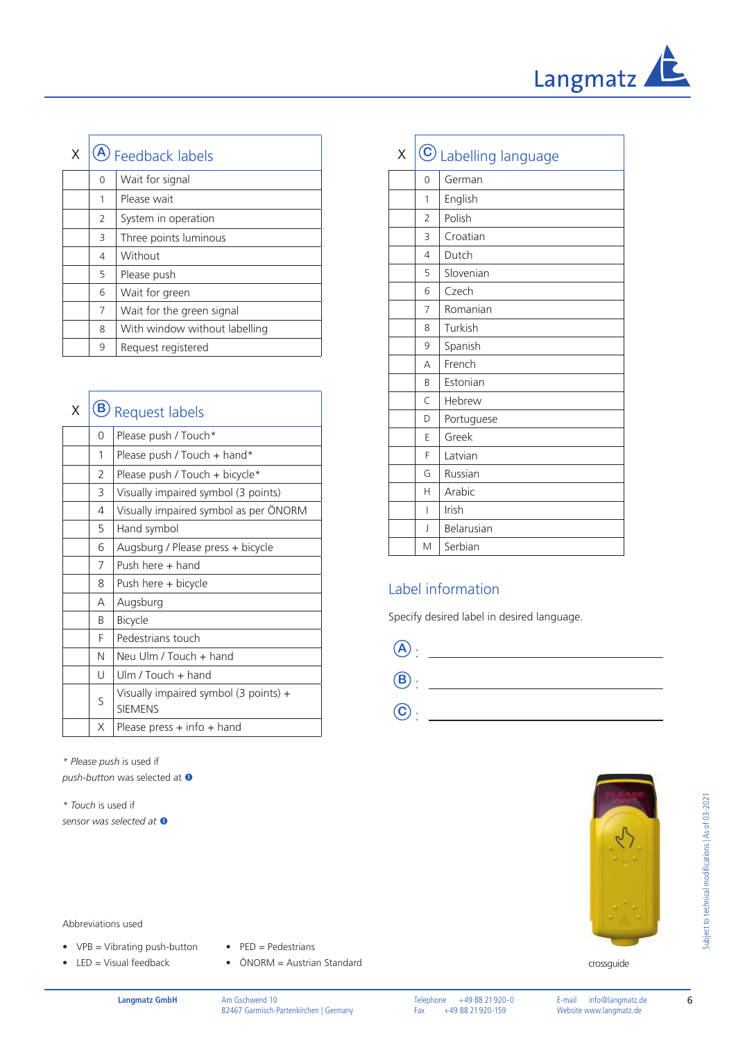## Ⓐ Feedback labels

| X | | Ⓐ Feedback labels |
|---|---|---|
| | 0 | Wait for signal |
| | 1 | Please wait |
| | 2 | System in operation |
| | 3 | Three points luminous |
| | 4 | Without |
| | 5 | Please push |
| | 6 | Wait for green |
| | 7 | Wait for the green signal |
| | 8 | With window without labelling |
| | 9 | Request registered |

## Ⓑ Request labels

| X | | Ⓑ Request labels |
|---|---|---|
| | 0 | Please push / Touch* |
| | 1 | Please push / Touch + hand* |
| | 2 | Please push / Touch + bicycle* |
| | 3 | Visually impaired symbol (3 points) |
| | 4 | Visually impaired symbol as per ÖNORM |
| | 5 | Hand symbol |
| | 6 | Augsburg / Please press + bicycle |
| | 7 | Push here + hand |
| | 8 | Push here + bicycle |
| | A | Augsburg |
| | B | Bicycle |
| | F | Pedestrians touch |
| | N | Neu Ulm / Touch + hand |
| | U | Ulm / Touch + hand |
| | S | Visually impaired symbol (3 points) + SIEMENS |
| | X | Please press + info + hand |

\* *Please push* is used if
*push-button* was selected at ❶

\* *Touch* is used if
*sensor was selected at* ❶

## Ⓒ Labelling language

| X | | Ⓒ Labelling language |
|---|---|---|
| | 0 | German |
| | 1 | English |
| | 2 | Polish |
| | 3 | Croatian |
| | 4 | Dutch |
| | 5 | Slovenian |
| | 6 | Czech |
| | 7 | Romanian |
| | 8 | Turkish |
| | 9 | Spanish |
| | A | French |
| | B | Estonian |
| | C | Hebrew |
| | D | Portuguese |
| | E | Greek |
| | F | Latvian |
| | G | Russian |
| | H | Arabic |
| | I | Irish |
| | J | Belarusian |
| | M | Serbian |

## Label information

Specify desired label in desired language.

Ⓐ : ______________________________

Ⓑ : ______________________________

Ⓒ : ______________________________

crossguide

Abbreviations used

- VPB = Vibrating push-button
- LED = Visual feedback
- PED = Pedestrians
- ÖNORM = Austrian Standard

Subject to technical modifications | As of 03-2021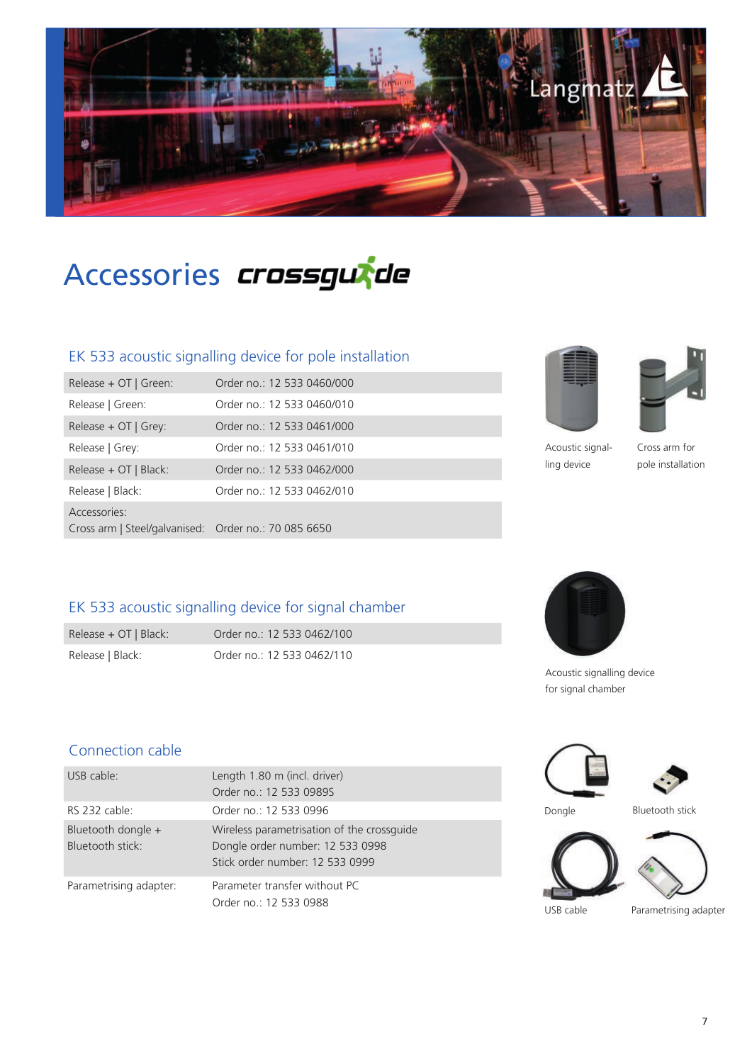# Accessories crossguide

## EK 533 acoustic signalling device for pole installation

| | |
|---|---|
| Release + OT \| Green: | Order no.: 12 533 0460/000 |
| Release \| Green: | Order no.: 12 533 0460/010 |
| Release + OT \| Grey: | Order no.: 12 533 0461/000 |
| Release \| Grey: | Order no.: 12 533 0461/010 |
| Release + OT \| Black: | Order no.: 12 533 0462/000 |
| Release \| Black: | Order no.: 12 533 0462/010 |
| Accessories:<br>Cross arm \| Steel/galvanised: | Order no.: 70 085 6650 |

Acoustic signalling device

Cross arm for pole installation

## EK 533 acoustic signalling device for signal chamber

| | |
|---|---|
| Release + OT \| Black: | Order no.: 12 533 0462/100 |
| Release \| Black: | Order no.: 12 533 0462/110 |

Acoustic signalling device for signal chamber

## Connection cable

| | |
|---|---|
| USB cable: | Length 1.80 m (incl. driver)<br>Order no.: 12 533 0989S |
| RS 232 cable: | Order no.: 12 533 0996 |
| Bluetooth dongle +<br>Bluetooth stick: | Wireless parametrisation of the crossguide<br>Dongle order number: 12 533 0998<br>Stick order number: 12 533 0999 |
| Parametrising adapter: | Parameter transfer without PC<br>Order no.: 12 533 0988 |

Dongle

Bluetooth stick

USB cable

Parametrising adapter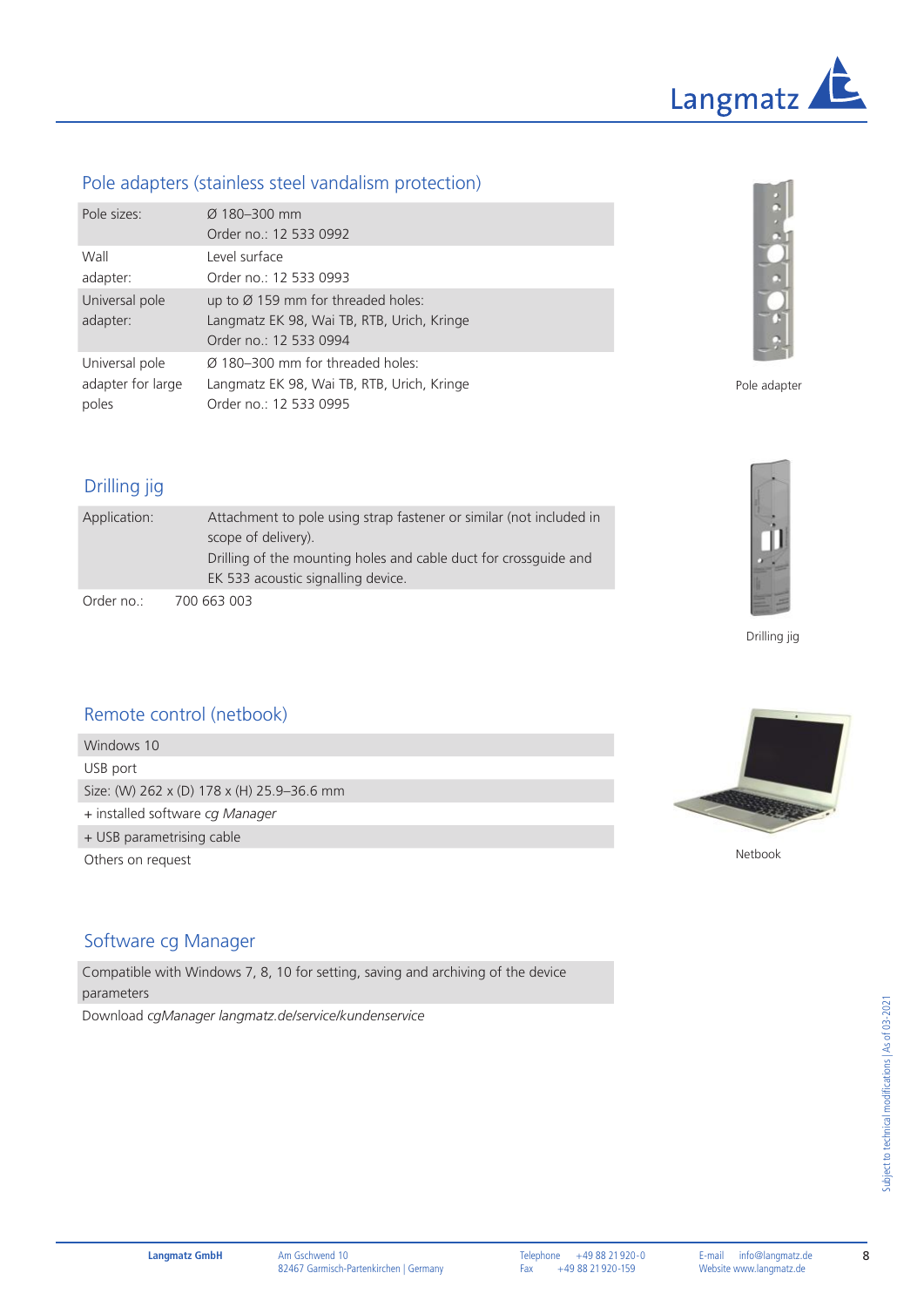## Pole adapters (stainless steel vandalism protection)

| | |
|---|---|
| Pole sizes: | Ø 180–300 mm<br>Order no.: 12 533 0992 |
| Wall adapter: | Level surface<br>Order no.: 12 533 0993 |
| Universal pole adapter: | up to Ø 159 mm for threaded holes:<br>Langmatz EK 98, Wai TB, RTB, Urich, Kringe<br>Order no.: 12 533 0994 |
| Universal pole adapter for large poles | Ø 180–300 mm for threaded holes:<br>Langmatz EK 98, Wai TB, RTB, Urich, Kringe<br>Order no.: 12 533 0995 |

Pole adapter

## Drilling jig

| | |
|---|---|
| Application: | Attachment to pole using strap fastener or similar (not included in scope of delivery).<br>Drilling of the mounting holes and cable duct for crossguide and EK 533 acoustic signalling device. |
| Order no.: | 700 663 003 |

Drilling jig

## Remote control (netbook)

| |
|---|
| Windows 10 |
| USB port |
| Size: (W) 262 x (D) 178 x (H) 25.9–36.6 mm |
| + installed software *cg Manager* |
| + USB parametrising cable |
| Others on request |

Netbook

## Software cg Manager

| |
|---|
| Compatible with Windows 7, 8, 10 for setting, saving and archiving of the device parameters |
| Download *cgManager langmatz.de/service/kundenservice* |

Subject to technical modifications | As of 03-2021

**Langmatz GmbH** Am Gschwend 10, 82467 Garmisch-Partenkirchen | Germany  
Telephone +49 88 21 920-0 Fax +49 88 21 920-159  
E-mail info@langmatz.de Website www.langmatz.de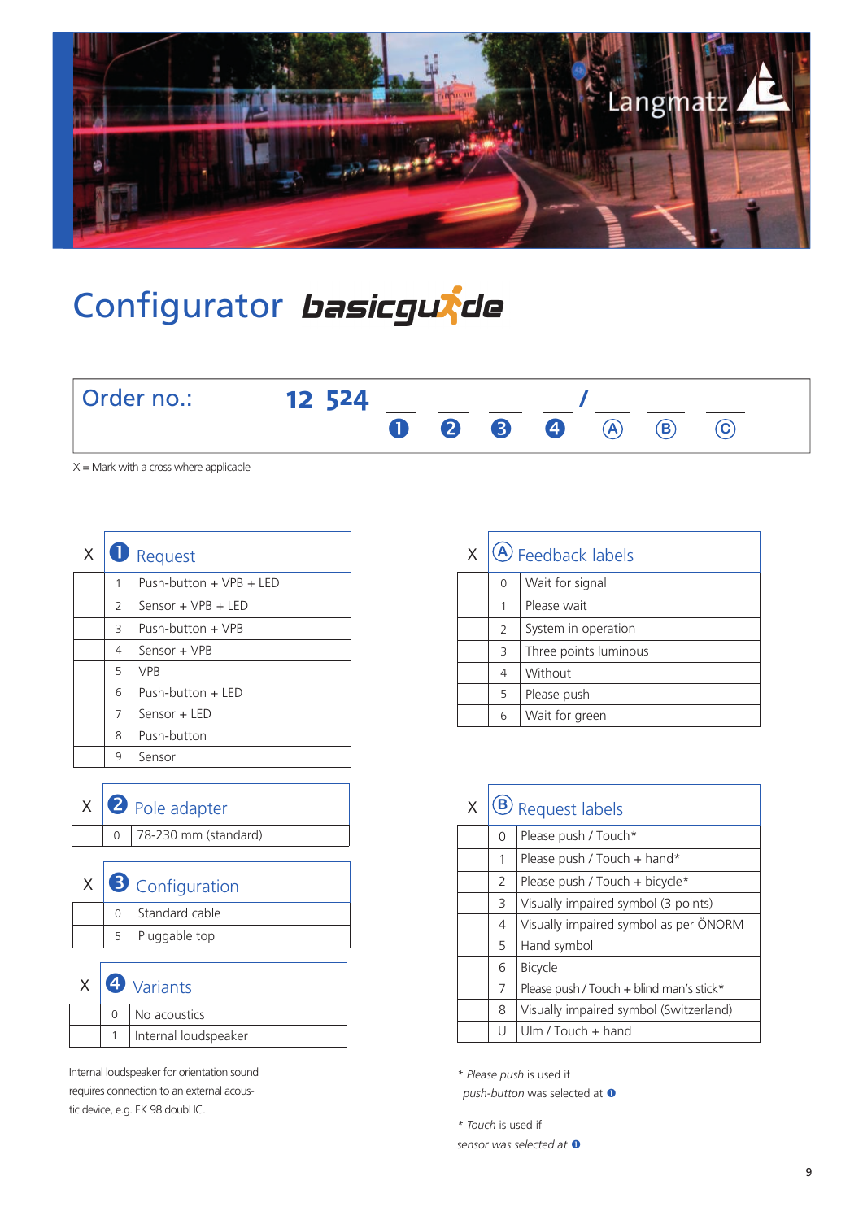Langmatz

# Configurator basicguide

Order no.: **12 524** \_ \_ \_ \_ / \_ \_ \_
❶ ❷ ❸ ❹ Ⓐ Ⓑ Ⓒ

X = Mark with a cross where applicable

| X | ❶ Request | |
|---|---|---|
| | 1 | Push-button + VPB + LED |
| | 2 | Sensor + VPB + LED |
| | 3 | Push-button + VPB |
| | 4 | Sensor + VPB |
| | 5 | VPB |
| | 6 | Push-button + LED |
| | 7 | Sensor + LED |
| | 8 | Push-button |
| | 9 | Sensor |

| X | ❷ Pole adapter | |
|---|---|---|
| | 0 | 78-230 mm (standard) |

| X | ❸ Configuration | |
|---|---|---|
| | 0 | Standard cable |
| | 5 | Pluggable top |

| X | ❹ Variants | |
|---|---|---|
| | 0 | No acoustics |
| | 1 | Internal loudspeaker |

Internal loudspeaker for orientation sound requires connection to an external acoustic device, e.g. EK 98 doublIC.

| X | Ⓐ Feedback labels | |
|---|---|---|
| | 0 | Wait for signal |
| | 1 | Please wait |
| | 2 | System in operation |
| | 3 | Three points luminous |
| | 4 | Without |
| | 5 | Please push |
| | 6 | Wait for green |

| X | Ⓑ Request labels | |
|---|---|---|
| | 0 | Please push / Touch* |
| | 1 | Please push / Touch + hand* |
| | 2 | Please push / Touch + bicycle* |
| | 3 | Visually impaired symbol (3 points) |
| | 4 | Visually impaired symbol as per ÖNORM |
| | 5 | Hand symbol |
| | 6 | Bicycle |
| | 7 | Please push / Touch + blind man's stick* |
| | 8 | Visually impaired symbol (Switzerland) |
| | U | Ulm / Touch + hand |

\* *Please push* is used if *push-button* was selected at ❶

\* *Touch* is used if *sensor was selected at* ❶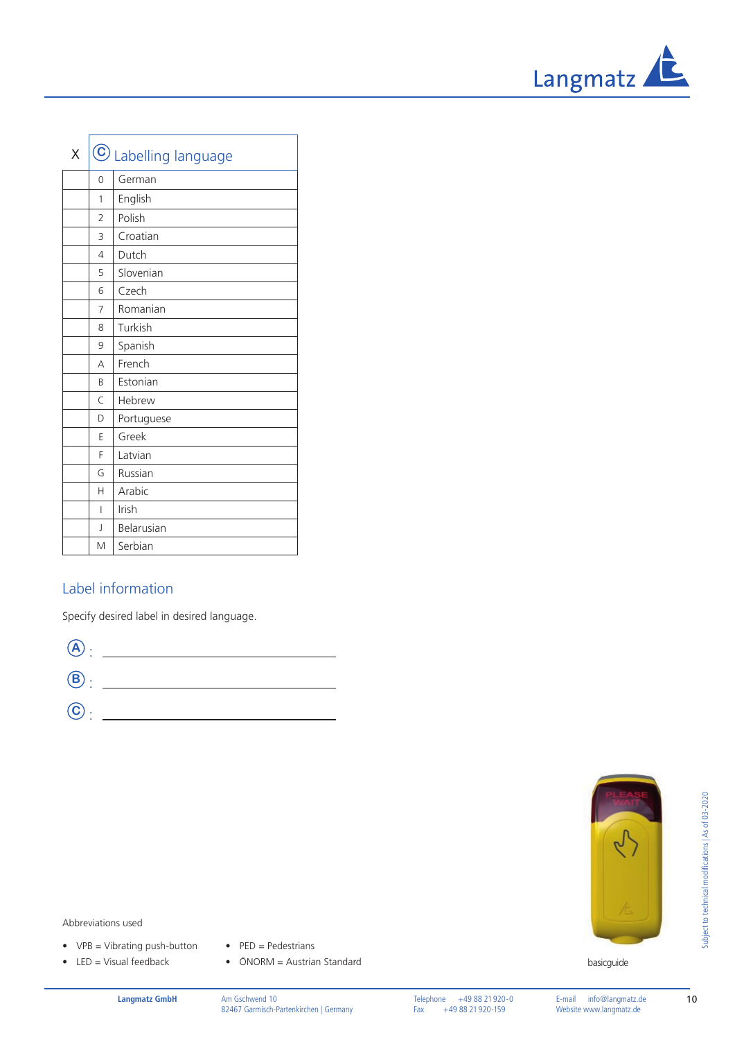| X | Ⓒ Labelling language | |
|---|---|---|
| | 0 | German |
| | 1 | English |
| | 2 | Polish |
| | 3 | Croatian |
| | 4 | Dutch |
| | 5 | Slovenian |
| | 6 | Czech |
| | 7 | Romanian |
| | 8 | Turkish |
| | 9 | Spanish |
| | A | French |
| | B | Estonian |
| | C | Hebrew |
| | D | Portuguese |
| | E | Greek |
| | F | Latvian |
| | G | Russian |
| | H | Arabic |
| | I | Irish |
| | J | Belarusian |
| | M | Serbian |

## Label information

Specify desired label in desired language.

Ⓐ : ______________________________

Ⓑ : ______________________________

Ⓒ : ______________________________

basicguide

Abbreviations used

- VPB = Vibrating push-button
- LED = Visual feedback
- PED = Pedestrians
- ÖNORM = Austrian Standard

Subject to technical modifications | As of 03-2020

**Langmatz GmbH** Am Gschwend 10, 82467 Garmisch-Partenkirchen | Germany
Telephone +49 88 21 920-0, Fax +49 88 21 920-159
E-mail info@langmatz.de, Website www.langmatz.de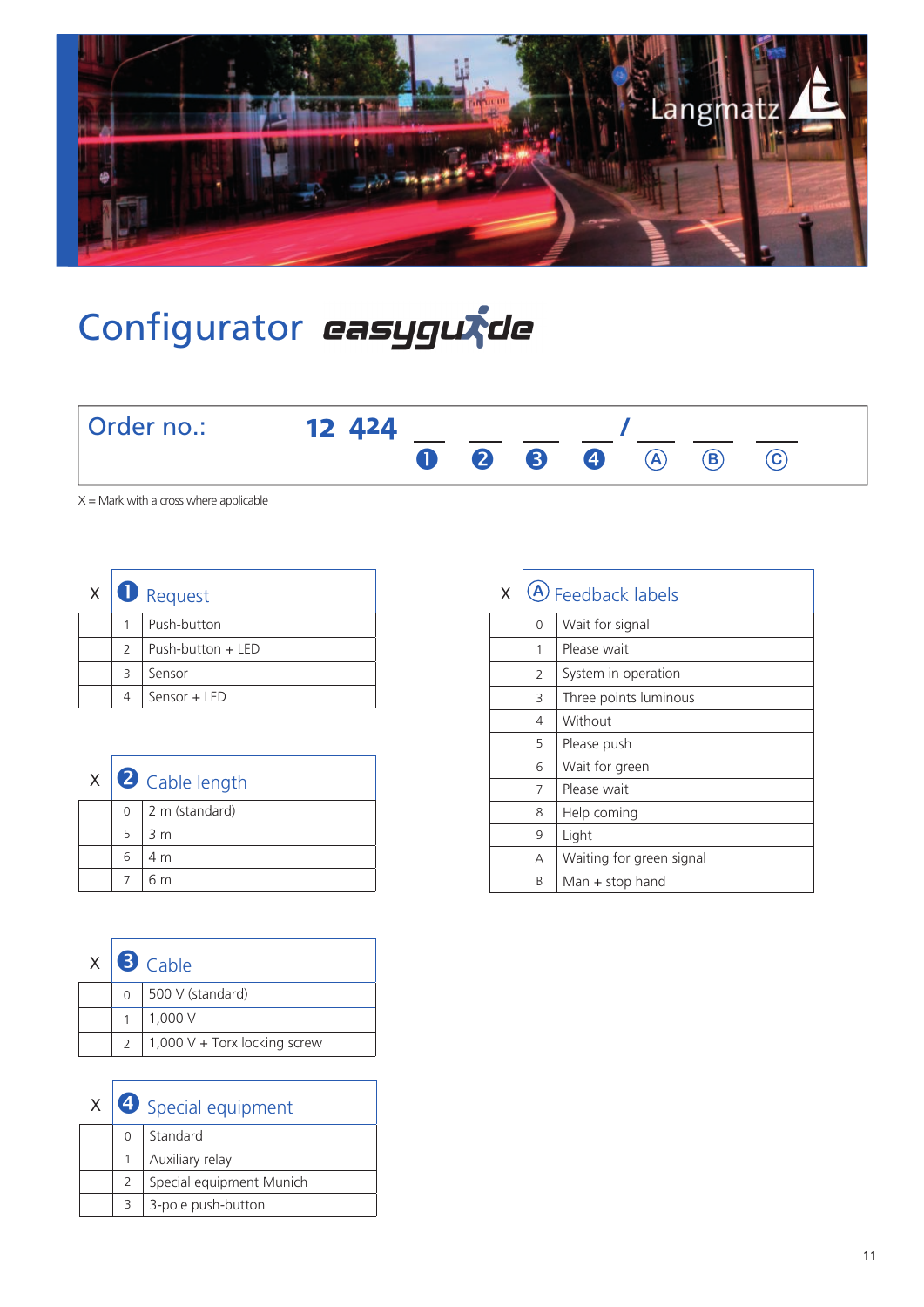# Configurator easyguide

**Order no.:** 12 424 \_\_ \_\_ \_\_ \_\_ / \_\_ \_\_ \_\_

1 2 3 4 A B C

X = Mark with a cross where applicable

| X | 1 Request | |
|---|---|---|
| | 1 | Push-button |
| | 2 | Push-button + LED |
| | 3 | Sensor |
| | 4 | Sensor + LED |

| X | 2 Cable length | |
|---|---|---|
| | 0 | 2 m (standard) |
| | 5 | 3 m |
| | 6 | 4 m |
| | 7 | 6 m |

| X | 3 Cable | |
|---|---|---|
| | 0 | 500 V (standard) |
| | 1 | 1,000 V |
| | 2 | 1,000 V + Torx locking screw |

| X | 4 Special equipment | |
|---|---|---|
| | 0 | Standard |
| | 1 | Auxiliary relay |
| | 2 | Special equipment Munich |
| | 3 | 3-pole push-button |

| X | A Feedback labels | |
|---|---|---|
| | 0 | Wait for signal |
| | 1 | Please wait |
| | 2 | System in operation |
| | 3 | Three points luminous |
| | 4 | Without |
| | 5 | Please push |
| | 6 | Wait for green |
| | 7 | Please wait |
| | 8 | Help coming |
| | 9 | Light |
| | A | Waiting for green signal |
| | B | Man + stop hand |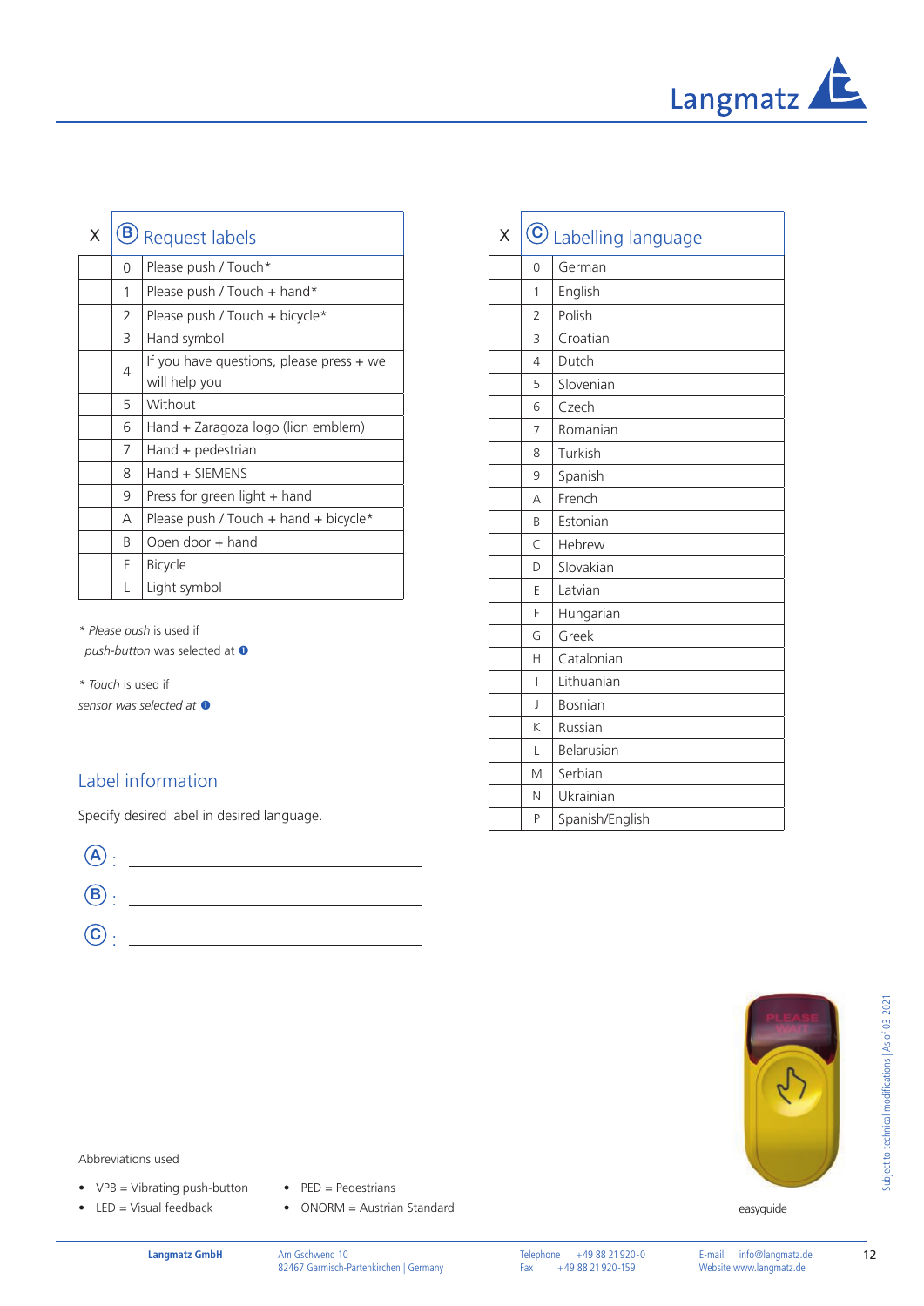| X | Ⓑ Request labels | |
|---|---|---|
| | 0 | Please push / Touch* |
| | 1 | Please push / Touch + hand* |
| | 2 | Please push / Touch + bicycle* |
| | 3 | Hand symbol |
| | 4 | If you have questions, please press + we will help you |
| | 5 | Without |
| | 6 | Hand + Zaragoza logo (lion emblem) |
| | 7 | Hand + pedestrian |
| | 8 | Hand + SIEMENS |
| | 9 | Press for green light + hand |
| | A | Please push / Touch + hand + bicycle* |
| | B | Open door + hand |
| | F | Bicycle |
| | L | Light symbol |

* *Please push* is used if *push-button* was selected at ❶

* *Touch* is used if *sensor was selected at* ❶

| X | Ⓒ Labelling language | |
|---|---|---|
| | 0 | German |
| | 1 | English |
| | 2 | Polish |
| | 3 | Croatian |
| | 4 | Dutch |
| | 5 | Slovenian |
| | 6 | Czech |
| | 7 | Romanian |
| | 8 | Turkish |
| | 9 | Spanish |
| | A | French |
| | B | Estonian |
| | C | Hebrew |
| | D | Slovakian |
| | E | Latvian |
| | F | Hungarian |
| | G | Greek |
| | H | Catalonian |
| | I | Lithuanian |
| | J | Bosnian |
| | K | Russian |
| | L | Belarusian |
| | M | Serbian |
| | N | Ukrainian |
| | P | Spanish/English |

## Label information

Specify desired label in desired language.

Ⓐ : \_\_\_\_\_\_\_\_\_\_\_\_\_\_\_\_\_\_\_\_\_\_\_\_\_\_\_\_\_\_

Ⓑ : \_\_\_\_\_\_\_\_\_\_\_\_\_\_\_\_\_\_\_\_\_\_\_\_\_\_\_\_\_\_

Ⓒ : \_\_\_\_\_\_\_\_\_\_\_\_\_\_\_\_\_\_\_\_\_\_\_\_\_\_\_\_\_\_

easyguide

Abbreviations used

- VPB = Vibrating push-button
- LED = Visual feedback
- PED = Pedestrians
- ÖNORM = Austrian Standard